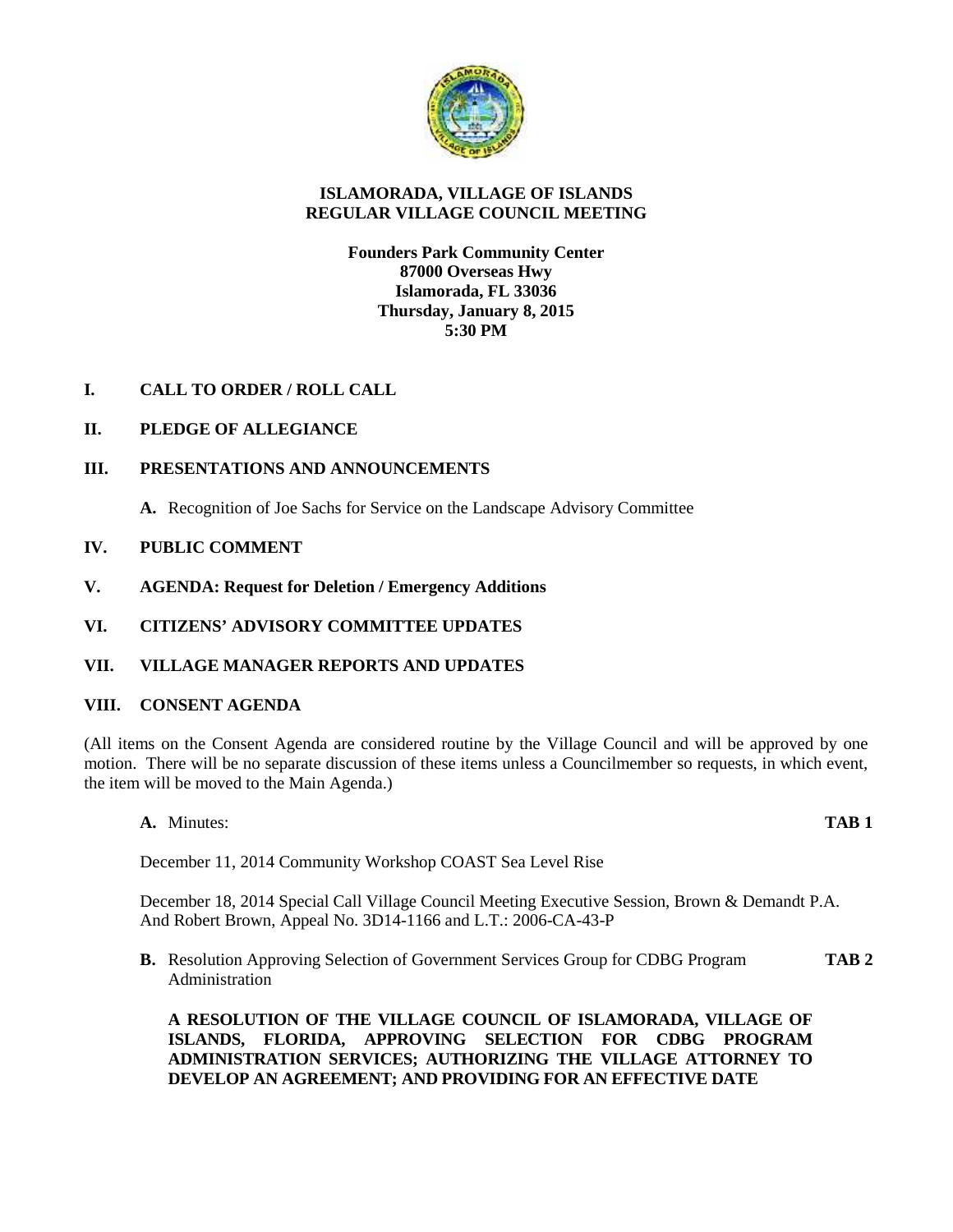# ISLAMORADA, VILLAGE OF ISLANDS
## REGULAR VILLAGE COUNCIL MEETING

**Founders Park Community Center**
**87000 Overseas Hwy**
**Islamorada, FL 33036**
**Thursday, January 8, 2015**
**5:30 PM**

**I. CALL TO ORDER / ROLL CALL**

**II. PLEDGE OF ALLEGIANCE**

**III. PRESENTATIONS AND ANNOUNCEMENTS**

**A.** Recognition of Joe Sachs for Service on the Landscape Advisory Committee

**IV. PUBLIC COMMENT**

**V. AGENDA: Request for Deletion / Emergency Additions**

**VI. CITIZENS' ADVISORY COMMITTEE UPDATES**

**VII. VILLAGE MANAGER REPORTS AND UPDATES**

**VIII. CONSENT AGENDA**

(All items on the Consent Agenda are considered routine by the Village Council and will be approved by one motion. There will be no separate discussion of these items unless a Councilmember so requests, in which event, the item will be moved to the Main Agenda.)

**A.** Minutes: **TAB 1**

December 11, 2014 Community Workshop COAST Sea Level Rise

December 18, 2014 Special Call Village Council Meeting Executive Session, Brown & Demandt P.A. And Robert Brown, Appeal No. 3D14-1166 and L.T.: 2006-CA-43-P

**B.** Resolution Approving Selection of Government Services Group for CDBG Program Administration **TAB 2**

**A RESOLUTION OF THE VILLAGE COUNCIL OF ISLAMORADA, VILLAGE OF ISLANDS, FLORIDA, APPROVING SELECTION FOR CDBG PROGRAM ADMINISTRATION SERVICES; AUTHORIZING THE VILLAGE ATTORNEY TO DEVELOP AN AGREEMENT; AND PROVIDING FOR AN EFFECTIVE DATE**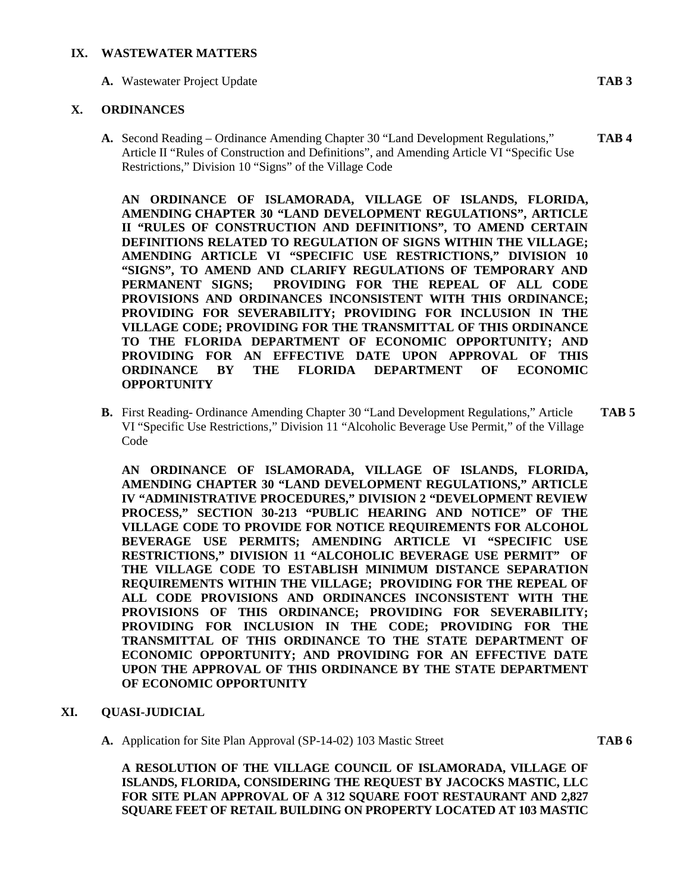## IX. WASTEWATER MATTERS

**A.** Wastewater Project Update **TAB 3**

## X. ORDINANCES

**A.** Second Reading – Ordinance Amending Chapter 30 "Land Development Regulations," Article II "Rules of Construction and Definitions", and Amending Article VI "Specific Use Restrictions," Division 10 "Signs" of the Village Code **TAB 4**

**AN ORDINANCE OF ISLAMORADA, VILLAGE OF ISLANDS, FLORIDA, AMENDING CHAPTER 30 "LAND DEVELOPMENT REGULATIONS", ARTICLE II "RULES OF CONSTRUCTION AND DEFINITIONS", TO AMEND CERTAIN DEFINITIONS RELATED TO REGULATION OF SIGNS WITHIN THE VILLAGE; AMENDING ARTICLE VI "SPECIFIC USE RESTRICTIONS," DIVISION 10 "SIGNS", TO AMEND AND CLARIFY REGULATIONS OF TEMPORARY AND PERMANENT SIGNS; PROVIDING FOR THE REPEAL OF ALL CODE PROVISIONS AND ORDINANCES INCONSISTENT WITH THIS ORDINANCE; PROVIDING FOR SEVERABILITY; PROVIDING FOR INCLUSION IN THE VILLAGE CODE; PROVIDING FOR THE TRANSMITTAL OF THIS ORDINANCE TO THE FLORIDA DEPARTMENT OF ECONOMIC OPPORTUNITY; AND PROVIDING FOR AN EFFECTIVE DATE UPON APPROVAL OF THIS ORDINANCE BY THE FLORIDA DEPARTMENT OF ECONOMIC OPPORTUNITY**

**B.** First Reading- Ordinance Amending Chapter 30 "Land Development Regulations," Article VI "Specific Use Restrictions," Division 11 "Alcoholic Beverage Use Permit," of the Village Code **TAB 5**

**AN ORDINANCE OF ISLAMORADA, VILLAGE OF ISLANDS, FLORIDA, AMENDING CHAPTER 30 "LAND DEVELOPMENT REGULATIONS," ARTICLE IV "ADMINISTRATIVE PROCEDURES," DIVISION 2 "DEVELOPMENT REVIEW PROCESS," SECTION 30-213 "PUBLIC HEARING AND NOTICE" OF THE VILLAGE CODE TO PROVIDE FOR NOTICE REQUIREMENTS FOR ALCOHOL BEVERAGE USE PERMITS; AMENDING ARTICLE VI "SPECIFIC USE RESTRICTIONS," DIVISION 11 "ALCOHOLIC BEVERAGE USE PERMIT" OF THE VILLAGE CODE TO ESTABLISH MINIMUM DISTANCE SEPARATION REQUIREMENTS WITHIN THE VILLAGE; PROVIDING FOR THE REPEAL OF ALL CODE PROVISIONS AND ORDINANCES INCONSISTENT WITH THE PROVISIONS OF THIS ORDINANCE; PROVIDING FOR SEVERABILITY; PROVIDING FOR INCLUSION IN THE CODE; PROVIDING FOR THE TRANSMITTAL OF THIS ORDINANCE TO THE STATE DEPARTMENT OF ECONOMIC OPPORTUNITY; AND PROVIDING FOR AN EFFECTIVE DATE UPON THE APPROVAL OF THIS ORDINANCE BY THE STATE DEPARTMENT OF ECONOMIC OPPORTUNITY**

## XI. QUASI-JUDICIAL

**A.** Application for Site Plan Approval (SP-14-02) 103 Mastic Street **TAB 6**

**A RESOLUTION OF THE VILLAGE COUNCIL OF ISLAMORADA, VILLAGE OF ISLANDS, FLORIDA, CONSIDERING THE REQUEST BY JACOCKS MASTIC, LLC FOR SITE PLAN APPROVAL OF A 312 SQUARE FOOT RESTAURANT AND 2,827 SQUARE FEET OF RETAIL BUILDING ON PROPERTY LOCATED AT 103 MASTIC**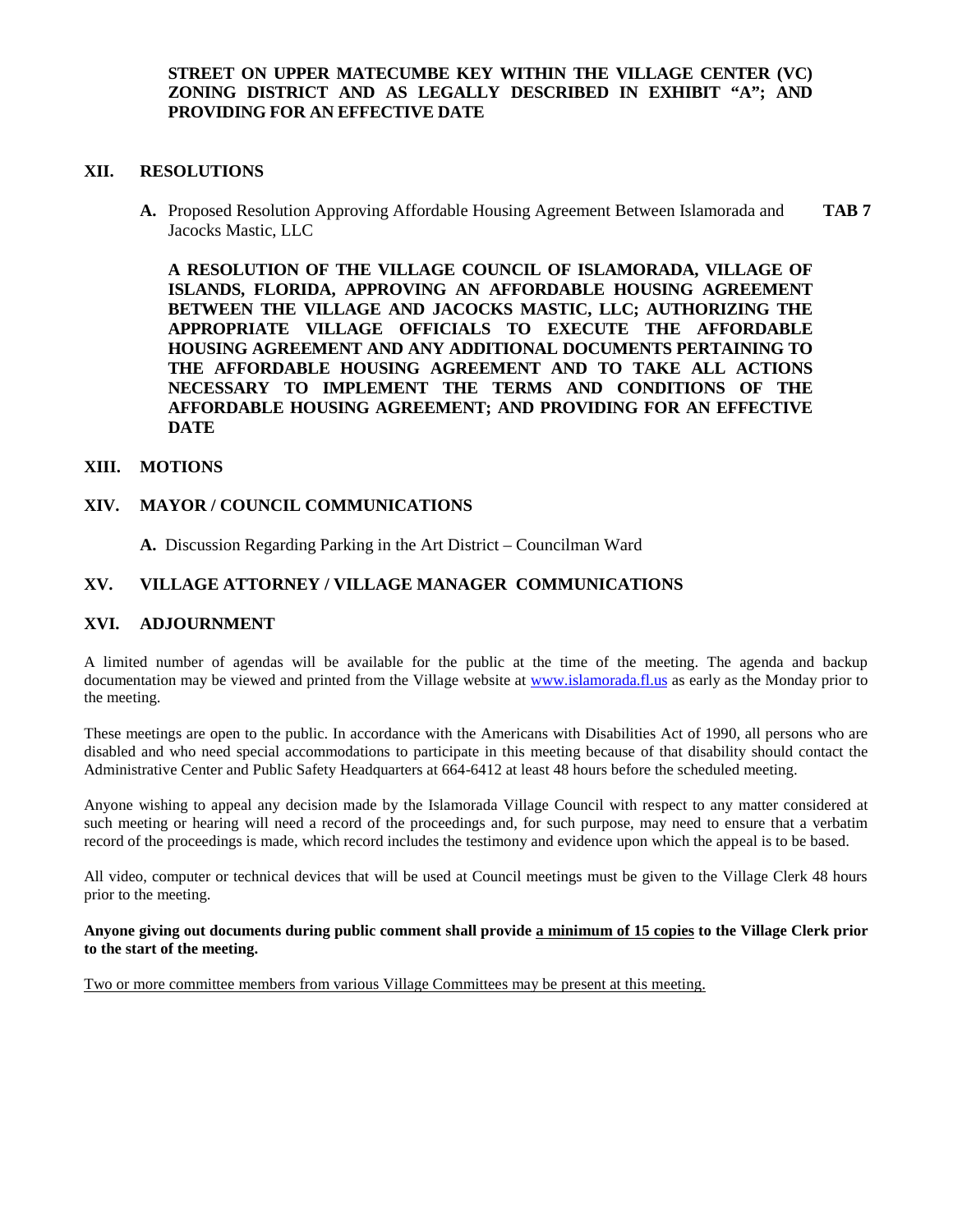**STREET ON UPPER MATECUMBE KEY WITHIN THE VILLAGE CENTER (VC) ZONING DISTRICT AND AS LEGALLY DESCRIBED IN EXHIBIT "A"; AND PROVIDING FOR AN EFFECTIVE DATE**

## XII. RESOLUTIONS

**A.** Proposed Resolution Approving Affordable Housing Agreement Between Islamorada and Jacocks Mastic, LLC **TAB 7**

**A RESOLUTION OF THE VILLAGE COUNCIL OF ISLAMORADA, VILLAGE OF ISLANDS, FLORIDA, APPROVING AN AFFORDABLE HOUSING AGREEMENT BETWEEN THE VILLAGE AND JACOCKS MASTIC, LLC; AUTHORIZING THE APPROPRIATE VILLAGE OFFICIALS TO EXECUTE THE AFFORDABLE HOUSING AGREEMENT AND ANY ADDITIONAL DOCUMENTS PERTAINING TO THE AFFORDABLE HOUSING AGREEMENT AND TO TAKE ALL ACTIONS NECESSARY TO IMPLEMENT THE TERMS AND CONDITIONS OF THE AFFORDABLE HOUSING AGREEMENT; AND PROVIDING FOR AN EFFECTIVE DATE**

## XIII. MOTIONS

## XIV. MAYOR / COUNCIL COMMUNICATIONS

**A.** Discussion Regarding Parking in the Art District – Councilman Ward

## XV. VILLAGE ATTORNEY / VILLAGE MANAGER COMMUNICATIONS

## XVI. ADJOURNMENT

A limited number of agendas will be available for the public at the time of the meeting. The agenda and backup documentation may be viewed and printed from the Village website at www.islamorada.fl.us as early as the Monday prior to the meeting.

These meetings are open to the public. In accordance with the Americans with Disabilities Act of 1990, all persons who are disabled and who need special accommodations to participate in this meeting because of that disability should contact the Administrative Center and Public Safety Headquarters at 664-6412 at least 48 hours before the scheduled meeting.

Anyone wishing to appeal any decision made by the Islamorada Village Council with respect to any matter considered at such meeting or hearing will need a record of the proceedings and, for such purpose, may need to ensure that a verbatim record of the proceedings is made, which record includes the testimony and evidence upon which the appeal is to be based.

All video, computer or technical devices that will be used at Council meetings must be given to the Village Clerk 48 hours prior to the meeting.

**Anyone giving out documents during public comment shall provide a minimum of 15 copies to the Village Clerk prior to the start of the meeting.**

Two or more committee members from various Village Committees may be present at this meeting.